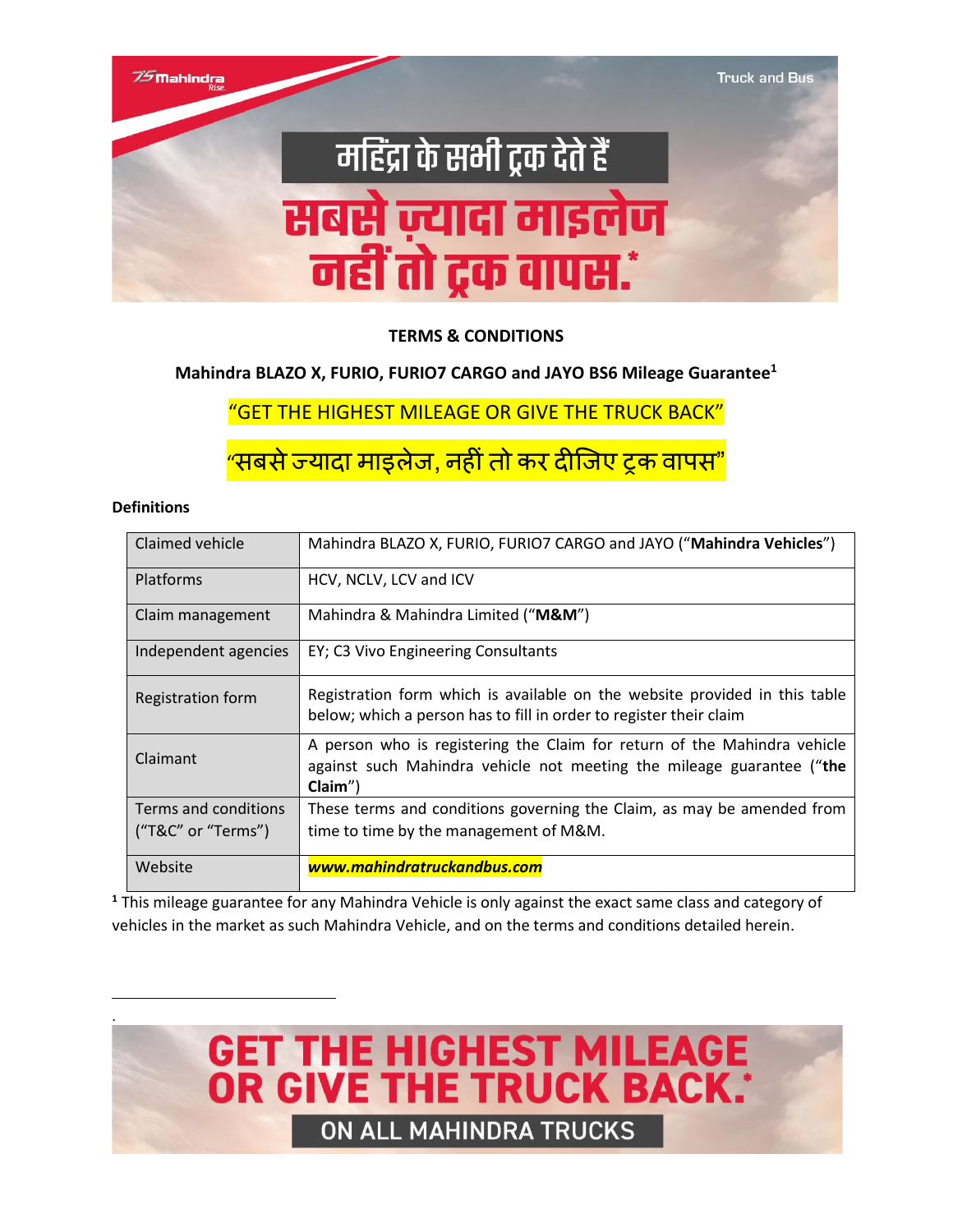महिंद्रा के सभी ट्रक देते हैं

सबसे ज़्यादा माइलेज नहीं तो ट्रक वापस.*

## TERMS & CONDITIONS

**Mahindra BLAZO X, FURIO, FURIO7 CARGO and JAYO BS6 Mileage Guarantee[1]**

"GET THE HIGHEST MILEAGE OR GIVE THE TRUCK BACK"

"सबसे ज्यादा माइलेज, नहीं तो कर दीजिए ट्रक वापस"

**Definitions**

| | |
|---|---|
| Claimed vehicle | Mahindra BLAZO X, FURIO, FURIO7 CARGO and JAYO ("**Mahindra Vehicles**") |
| Platforms | HCV, NCLV, LCV and ICV |
| Claim management | Mahindra & Mahindra Limited ("**M&M**") |
| Independent agencies | EY; C3 Vivo Engineering Consultants |
| Registration form | Registration form which is available on the website provided in this table below; which a person has to fill in order to register their claim |
| Claimant | A person who is registering the Claim for return of the Mahindra vehicle against such Mahindra vehicle not meeting the mileage guarantee ("**the Claim**") |
| Terms and conditions ("T&C" or "Terms") | These terms and conditions governing the Claim, as may be amended from time to time by the management of M&M. |
| Website | ***www.mahindratruckandbus.com*** |

[1] This mileage guarantee for any Mahindra Vehicle is only against the exact same class and category of vehicles in the market as such Mahindra Vehicle, and on the terms and conditions detailed herein.

GET THE HIGHEST MILEAGE OR GIVE THE TRUCK BACK.*

ON ALL MAHINDRA TRUCKS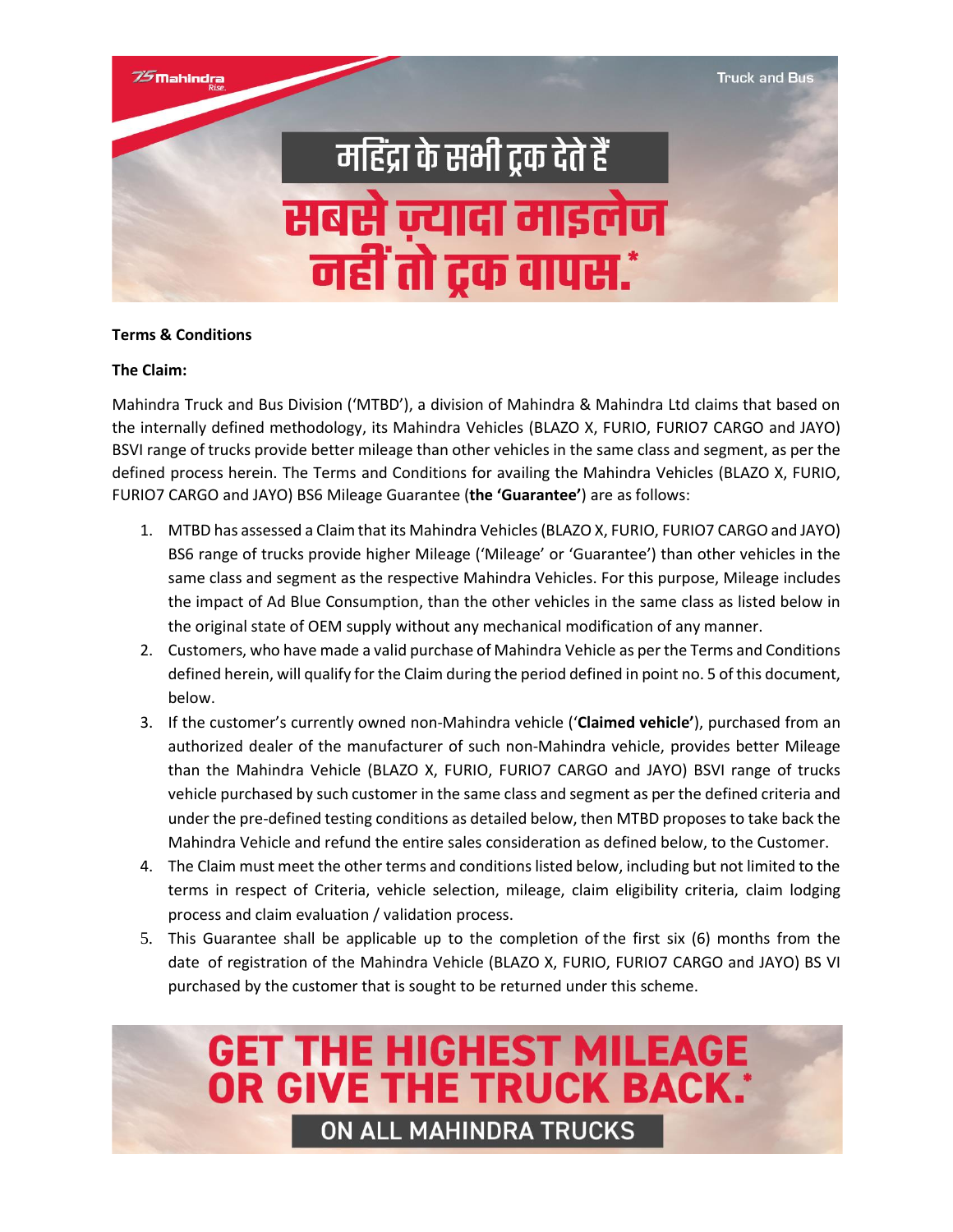**Terms & Conditions**

**The Claim:**

Mahindra Truck and Bus Division ('MTBD'), a division of Mahindra & Mahindra Ltd claims that based on the internally defined methodology, its Mahindra Vehicles (BLAZO X, FURIO, FURIO7 CARGO and JAYO) BSVI range of trucks provide better mileage than other vehicles in the same class and segment, as per the defined process herein. The Terms and Conditions for availing the Mahindra Vehicles (BLAZO X, FURIO, FURIO7 CARGO and JAYO) BS6 Mileage Guarantee (**the 'Guarantee'**) are as follows:

1. MTBD has assessed a Claim that its Mahindra Vehicles (BLAZO X, FURIO, FURIO7 CARGO and JAYO) BS6 range of trucks provide higher Mileage ('Mileage' or 'Guarantee') than other vehicles in the same class and segment as the respective Mahindra Vehicles. For this purpose, Mileage includes the impact of Ad Blue Consumption, than the other vehicles in the same class as listed below in the original state of OEM supply without any mechanical modification of any manner.
2. Customers, who have made a valid purchase of Mahindra Vehicle as per the Terms and Conditions defined herein, will qualify for the Claim during the period defined in point no. 5 of this document, below.
3. If the customer's currently owned non-Mahindra vehicle ('**Claimed vehicle'**), purchased from an authorized dealer of the manufacturer of such non-Mahindra vehicle, provides better Mileage than the Mahindra Vehicle (BLAZO X, FURIO, FURIO7 CARGO and JAYO) BSVI range of trucks vehicle purchased by such customer in the same class and segment as per the defined criteria and under the pre-defined testing conditions as detailed below, then MTBD proposes to take back the Mahindra Vehicle and refund the entire sales consideration as defined below, to the Customer.
4. The Claim must meet the other terms and conditions listed below, including but not limited to the terms in respect of Criteria, vehicle selection, mileage, claim eligibility criteria, claim lodging process and claim evaluation / validation process.
5. This Guarantee shall be applicable up to the completion of the first six (6) months from the date of registration of the Mahindra Vehicle (BLAZO X, FURIO, FURIO7 CARGO and JAYO) BS VI purchased by the customer that is sought to be returned under this scheme.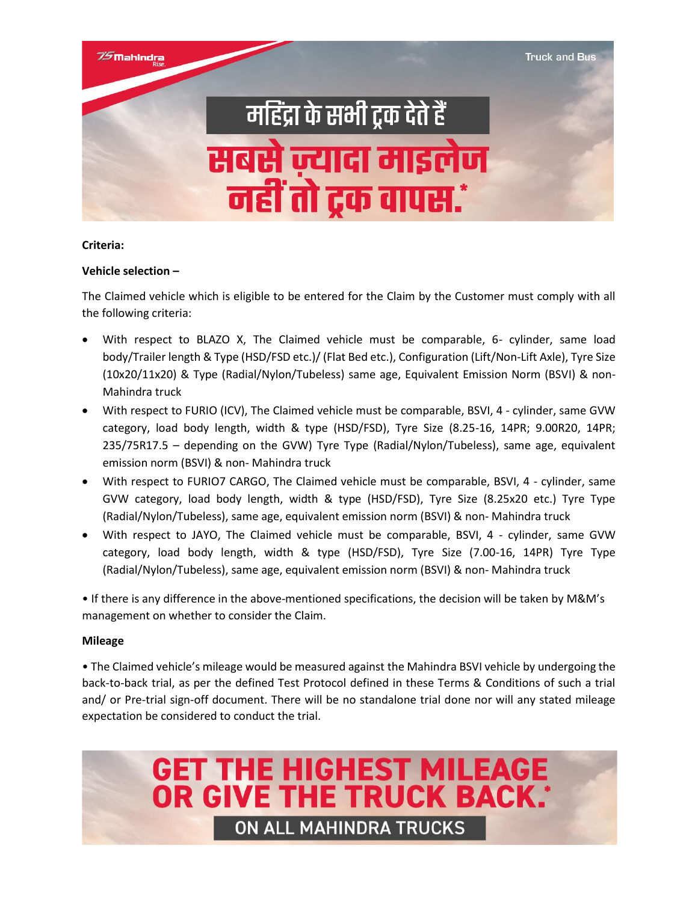महिंद्रा के सभी ट्रक देते हैं
सबसे ज़्यादा माइलेज
नहीं तो ट्रक वापस.*

**Criteria:**

**Vehicle selection –**

The Claimed vehicle which is eligible to be entered for the Claim by the Customer must comply with all the following criteria:

- With respect to BLAZO X, The Claimed vehicle must be comparable, 6- cylinder, same load body/Trailer length & Type (HSD/FSD etc.)/ (Flat Bed etc.), Configuration (Lift/Non-Lift Axle), Tyre Size (10x20/11x20) & Type (Radial/Nylon/Tubeless) same age, Equivalent Emission Norm (BSVI) & non-Mahindra truck
- With respect to FURIO (ICV), The Claimed vehicle must be comparable, BSVI, 4 - cylinder, same GVW category, load body length, width & type (HSD/FSD), Tyre Size (8.25-16, 14PR; 9.00R20, 14PR; 235/75R17.5 – depending on the GVW) Tyre Type (Radial/Nylon/Tubeless), same age, equivalent emission norm (BSVI) & non- Mahindra truck
- With respect to FURIO7 CARGO, The Claimed vehicle must be comparable, BSVI, 4 - cylinder, same GVW category, load body length, width & type (HSD/FSD), Tyre Size (8.25x20 etc.) Tyre Type (Radial/Nylon/Tubeless), same age, equivalent emission norm (BSVI) & non- Mahindra truck
- With respect to JAYO, The Claimed vehicle must be comparable, BSVI, 4 - cylinder, same GVW category, load body length, width & type (HSD/FSD), Tyre Size (7.00-16, 14PR) Tyre Type (Radial/Nylon/Tubeless), same age, equivalent emission norm (BSVI) & non- Mahindra truck

• If there is any difference in the above-mentioned specifications, the decision will be taken by M&M's management on whether to consider the Claim.

**Mileage**

• The Claimed vehicle's mileage would be measured against the Mahindra BSVI vehicle by undergoing the back-to-back trial, as per the defined Test Protocol defined in these Terms & Conditions of such a trial and/ or Pre-trial sign-off document. There will be no standalone trial done nor will any stated mileage expectation be considered to conduct the trial.

GET THE HIGHEST MILEAGE OR GIVE THE TRUCK BACK.*

ON ALL MAHINDRA TRUCKS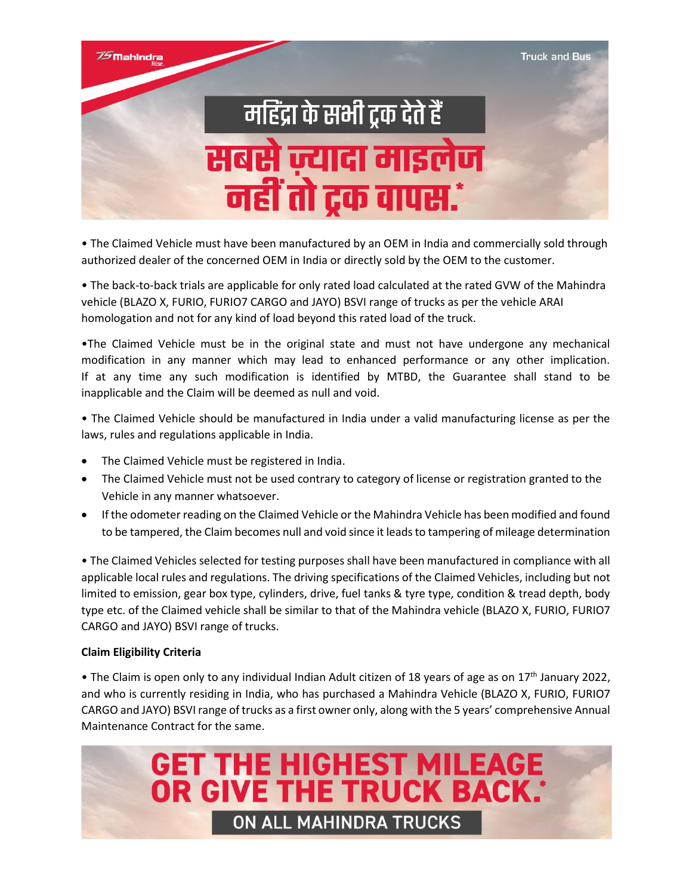• The Claimed Vehicle must have been manufactured by an OEM in India and commercially sold through authorized dealer of the concerned OEM in India or directly sold by the OEM to the customer.

• The back-to-back trials are applicable for only rated load calculated at the rated GVW of the Mahindra vehicle (BLAZO X, FURIO, FURIO7 CARGO and JAYO) BSVI range of trucks as per the vehicle ARAI homologation and not for any kind of load beyond this rated load of the truck.

•The Claimed Vehicle must be in the original state and must not have undergone any mechanical modification in any manner which may lead to enhanced performance or any other implication. If at any time any such modification is identified by MTBD, the Guarantee shall stand to be inapplicable and the Claim will be deemed as null and void.

• The Claimed Vehicle should be manufactured in India under a valid manufacturing license as per the laws, rules and regulations applicable in India.

- The Claimed Vehicle must be registered in India.
- The Claimed Vehicle must not be used contrary to category of license or registration granted to the Vehicle in any manner whatsoever.
- If the odometer reading on the Claimed Vehicle or the Mahindra Vehicle has been modified and found to be tampered, the Claim becomes null and void since it leads to tampering of mileage determination

• The Claimed Vehicles selected for testing purposes shall have been manufactured in compliance with all applicable local rules and regulations. The driving specifications of the Claimed Vehicles, including but not limited to emission, gear box type, cylinders, drive, fuel tanks & tyre type, condition & tread depth, body type etc. of the Claimed vehicle shall be similar to that of the Mahindra vehicle (BLAZO X, FURIO, FURIO7 CARGO and JAYO) BSVI range of trucks.

**Claim Eligibility Criteria**

• The Claim is open only to any individual Indian Adult citizen of 18 years of age as on 17th January 2022, and who is currently residing in India, who has purchased a Mahindra Vehicle (BLAZO X, FURIO, FURIO7 CARGO and JAYO) BSVI range of trucks as a first owner only, along with the 5 years' comprehensive Annual Maintenance Contract for the same.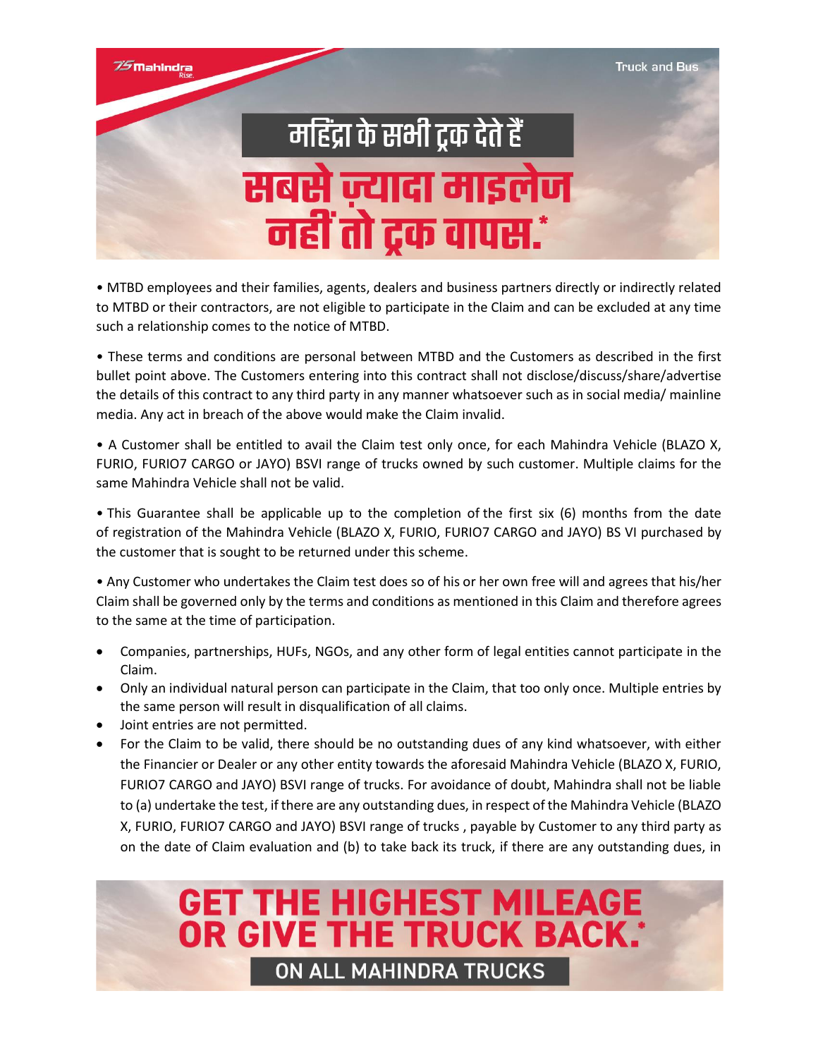• MTBD employees and their families, agents, dealers and business partners directly or indirectly related to MTBD or their contractors, are not eligible to participate in the Claim and can be excluded at any time such a relationship comes to the notice of MTBD.

• These terms and conditions are personal between MTBD and the Customers as described in the first bullet point above. The Customers entering into this contract shall not disclose/discuss/share/advertise the details of this contract to any third party in any manner whatsoever such as in social media/ mainline media. Any act in breach of the above would make the Claim invalid.

• A Customer shall be entitled to avail the Claim test only once, for each Mahindra Vehicle (BLAZO X, FURIO, FURIO7 CARGO or JAYO) BSVI range of trucks owned by such customer. Multiple claims for the same Mahindra Vehicle shall not be valid.

• This Guarantee shall be applicable up to the completion of the first six (6) months from the date of registration of the Mahindra Vehicle (BLAZO X, FURIO, FURIO7 CARGO and JAYO) BS VI purchased by the customer that is sought to be returned under this scheme.

• Any Customer who undertakes the Claim test does so of his or her own free will and agrees that his/her Claim shall be governed only by the terms and conditions as mentioned in this Claim and therefore agrees to the same at the time of participation.

- Companies, partnerships, HUFs, NGOs, and any other form of legal entities cannot participate in the Claim.
- Only an individual natural person can participate in the Claim, that too only once. Multiple entries by the same person will result in disqualification of all claims.
- Joint entries are not permitted.
- For the Claim to be valid, there should be no outstanding dues of any kind whatsoever, with either the Financier or Dealer or any other entity towards the aforesaid Mahindra Vehicle (BLAZO X, FURIO, FURIO7 CARGO and JAYO) BSVI range of trucks. For avoidance of doubt, Mahindra shall not be liable to (a) undertake the test, if there are any outstanding dues, in respect of the Mahindra Vehicle (BLAZO X, FURIO, FURIO7 CARGO and JAYO) BSVI range of trucks , payable by Customer to any third party as on the date of Claim evaluation and (b) to take back its truck, if there are any outstanding dues, in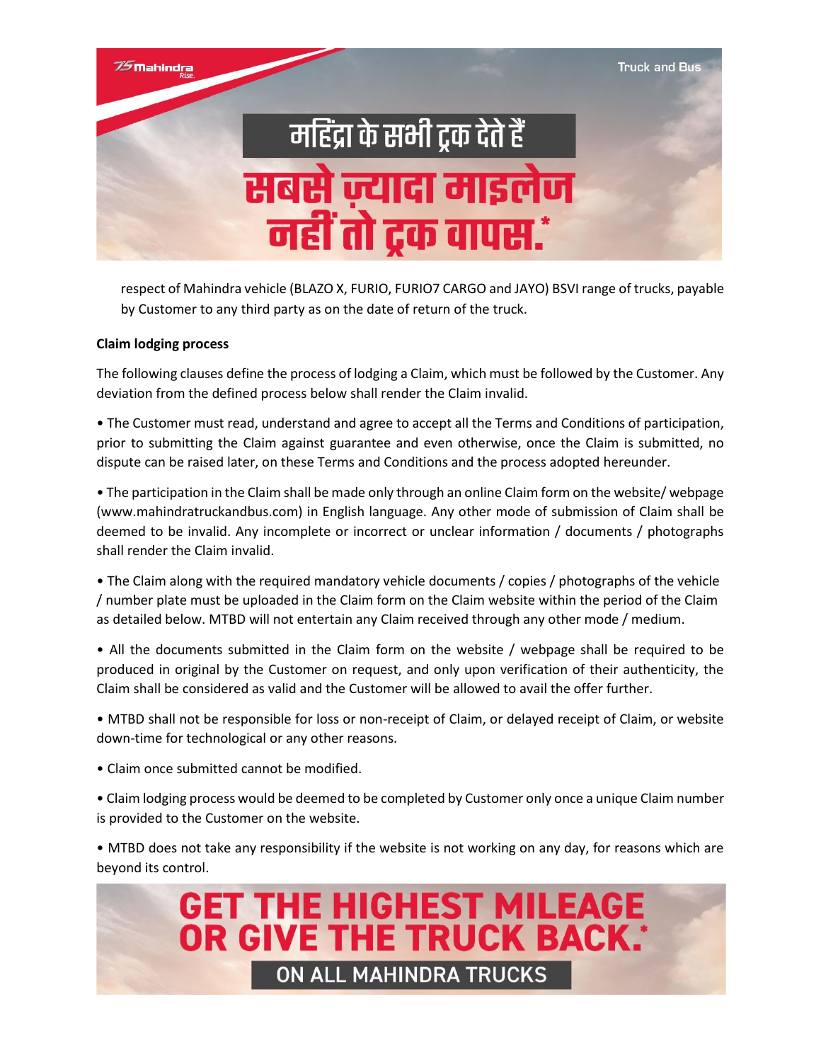respect of Mahindra vehicle (BLAZO X, FURIO, FURIO7 CARGO and JAYO) BSVI range of trucks, payable by Customer to any third party as on the date of return of the truck.

**Claim lodging process**

The following clauses define the process of lodging a Claim, which must be followed by the Customer. Any deviation from the defined process below shall render the Claim invalid.

• The Customer must read, understand and agree to accept all the Terms and Conditions of participation, prior to submitting the Claim against guarantee and even otherwise, once the Claim is submitted, no dispute can be raised later, on these Terms and Conditions and the process adopted hereunder.

• The participation in the Claim shall be made only through an online Claim form on the website/ webpage (www.mahindratruckandbus.com) in English language. Any other mode of submission of Claim shall be deemed to be invalid. Any incomplete or incorrect or unclear information / documents / photographs shall render the Claim invalid.

• The Claim along with the required mandatory vehicle documents / copies / photographs of the vehicle / number plate must be uploaded in the Claim form on the Claim website within the period of the Claim as detailed below. MTBD will not entertain any Claim received through any other mode / medium.

• All the documents submitted in the Claim form on the website / webpage shall be required to be produced in original by the Customer on request, and only upon verification of their authenticity, the Claim shall be considered as valid and the Customer will be allowed to avail the offer further.

• MTBD shall not be responsible for loss or non-receipt of Claim, or delayed receipt of Claim, or website down-time for technological or any other reasons.

• Claim once submitted cannot be modified.

• Claim lodging process would be deemed to be completed by Customer only once a unique Claim number is provided to the Customer on the website.

• MTBD does not take any responsibility if the website is not working on any day, for reasons which are beyond its control.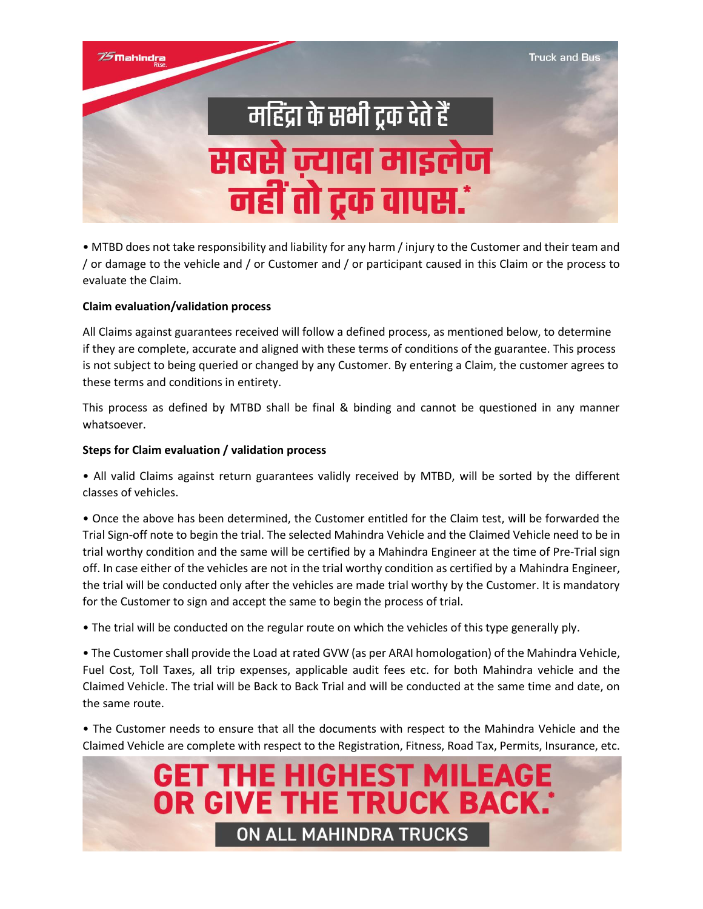• MTBD does not take responsibility and liability for any harm / injury to the Customer and their team and / or damage to the vehicle and / or Customer and / or participant caused in this Claim or the process to evaluate the Claim.

**Claim evaluation/validation process**

All Claims against guarantees received will follow a defined process, as mentioned below, to determine if they are complete, accurate and aligned with these terms of conditions of the guarantee. This process is not subject to being queried or changed by any Customer. By entering a Claim, the customer agrees to these terms and conditions in entirety.

This process as defined by MTBD shall be final & binding and cannot be questioned in any manner whatsoever.

**Steps for Claim evaluation / validation process**

• All valid Claims against return guarantees validly received by MTBD, will be sorted by the different classes of vehicles.

• Once the above has been determined, the Customer entitled for the Claim test, will be forwarded the Trial Sign-off note to begin the trial. The selected Mahindra Vehicle and the Claimed Vehicle need to be in trial worthy condition and the same will be certified by a Mahindra Engineer at the time of Pre-Trial sign off. In case either of the vehicles are not in the trial worthy condition as certified by a Mahindra Engineer, the trial will be conducted only after the vehicles are made trial worthy by the Customer. It is mandatory for the Customer to sign and accept the same to begin the process of trial.

• The trial will be conducted on the regular route on which the vehicles of this type generally ply.

• The Customer shall provide the Load at rated GVW (as per ARAI homologation) of the Mahindra Vehicle, Fuel Cost, Toll Taxes, all trip expenses, applicable audit fees etc. for both Mahindra vehicle and the Claimed Vehicle. The trial will be Back to Back Trial and will be conducted at the same time and date, on the same route.

• The Customer needs to ensure that all the documents with respect to the Mahindra Vehicle and the Claimed Vehicle are complete with respect to the Registration, Fitness, Road Tax, Permits, Insurance, etc.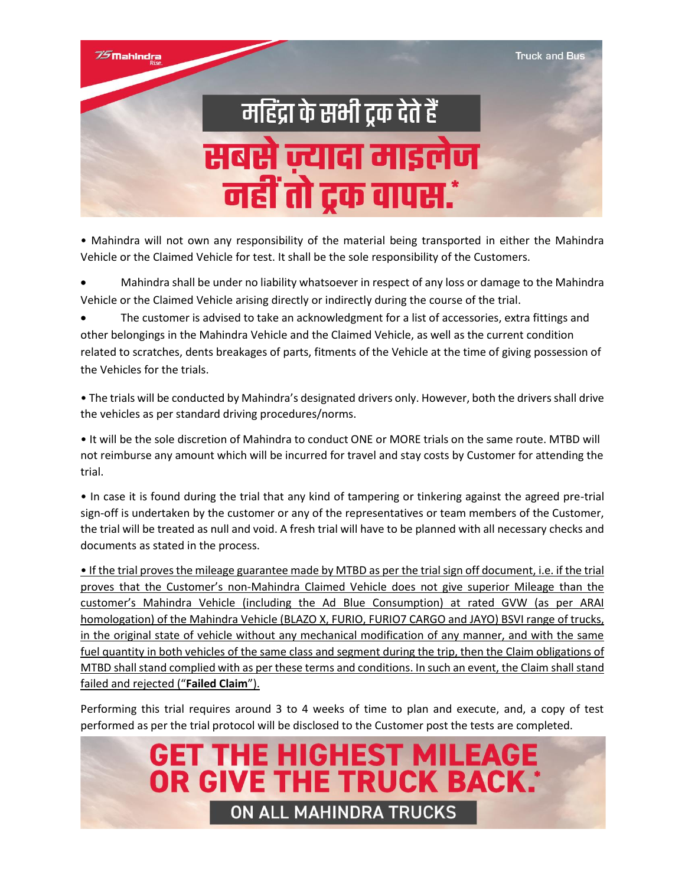# महिंद्रा के सभी ट्रक देते हैं सबसे ज़्यादा माइलेज नहीं तो ट्रक वापस.*

- Mahindra will not own any responsibility of the material being transported in either the Mahindra Vehicle or the Claimed Vehicle for test. It shall be the sole responsibility of the Customers.

- Mahindra shall be under no liability whatsoever in respect of any loss or damage to the Mahindra Vehicle or the Claimed Vehicle arising directly or indirectly during the course of the trial.
- The customer is advised to take an acknowledgment for a list of accessories, extra fittings and other belongings in the Mahindra Vehicle and the Claimed Vehicle, as well as the current condition related to scratches, dents breakages of parts, fitments of the Vehicle at the time of giving possession of the Vehicles for the trials.

- The trials will be conducted by Mahindra's designated drivers only. However, both the drivers shall drive the vehicles as per standard driving procedures/norms.

- It will be the sole discretion of Mahindra to conduct ONE or MORE trials on the same route. MTBD will not reimburse any amount which will be incurred for travel and stay costs by Customer for attending the trial.

- In case it is found during the trial that any kind of tampering or tinkering against the agreed pre-trial sign-off is undertaken by the customer or any of the representatives or team members of the Customer, the trial will be treated as null and void. A fresh trial will have to be planned with all necessary checks and documents as stated in the process.

- <u>If the trial proves the mileage guarantee made by MTBD as per the trial sign off document, i.e. if the trial proves that the Customer's non-Mahindra Claimed Vehicle does not give superior Mileage than the customer's Mahindra Vehicle (including the Ad Blue Consumption) at rated GVW (as per ARAI homologation) of the Mahindra Vehicle (BLAZO X, FURIO, FURIO7 CARGO and JAYO) BSVI range of trucks, in the original state of vehicle without any mechanical modification of any manner, and with the same fuel quantity in both vehicles of the same class and segment during the trip, then the Claim obligations of MTBD shall stand complied with as per these terms and conditions. In such an event, the Claim shall stand failed and rejected ("**Failed Claim**").</u>

Performing this trial requires around 3 to 4 weeks of time to plan and execute, and, a copy of test performed as per the trial protocol will be disclosed to the Customer post the tests are completed.

**GET THE HIGHEST MILEAGE OR GIVE THE TRUCK BACK.***

**ON ALL MAHINDRA TRUCKS**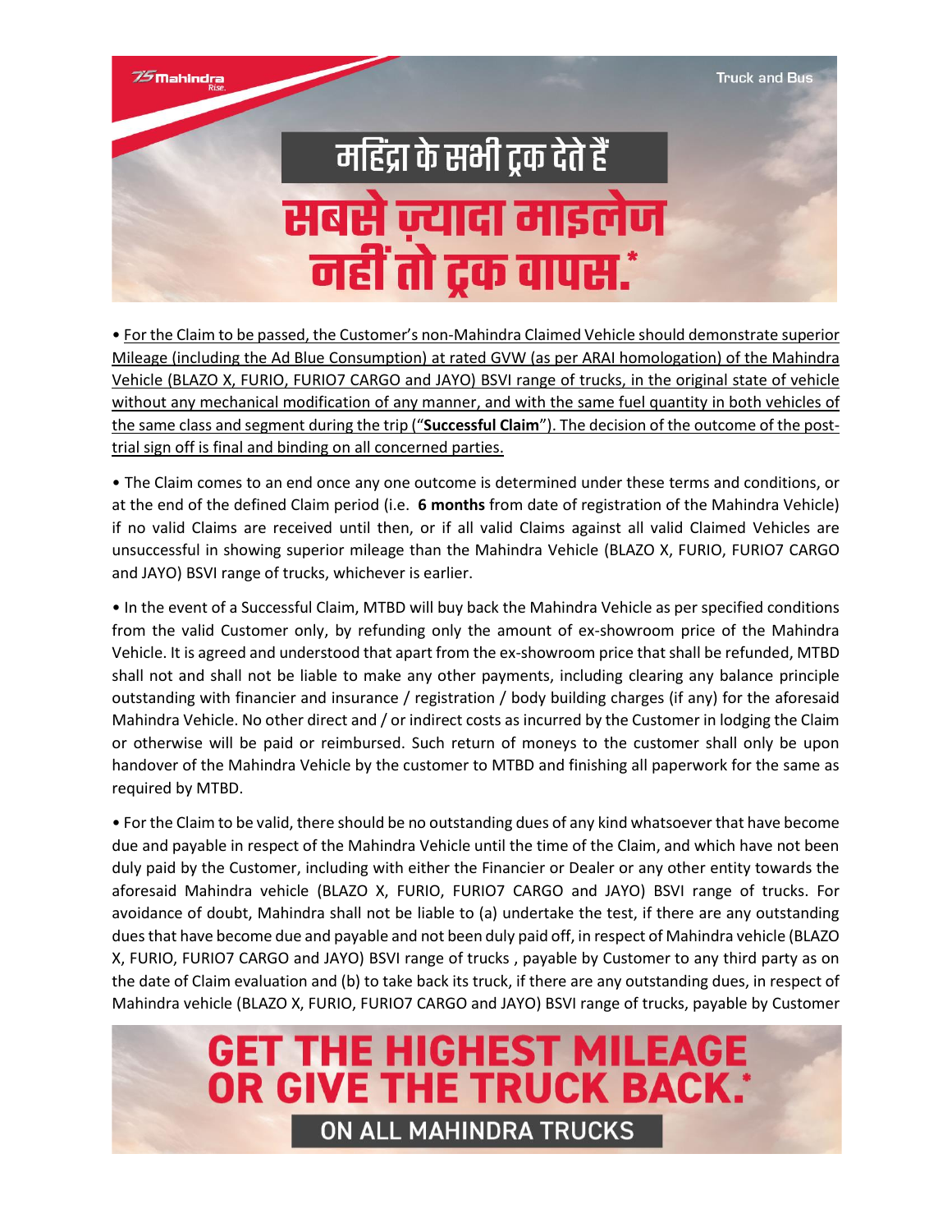• For the Claim to be passed, the Customer's non-Mahindra Claimed Vehicle should demonstrate superior Mileage (including the Ad Blue Consumption) at rated GVW (as per ARAI homologation) of the Mahindra Vehicle (BLAZO X, FURIO, FURIO7 CARGO and JAYO) BSVI range of trucks, in the original state of vehicle without any mechanical modification of any manner, and with the same fuel quantity in both vehicles of the same class and segment during the trip ("**Successful Claim**"). The decision of the outcome of the post-trial sign off is final and binding on all concerned parties.

• The Claim comes to an end once any one outcome is determined under these terms and conditions, or at the end of the defined Claim period (i.e. **6 months** from date of registration of the Mahindra Vehicle) if no valid Claims are received until then, or if all valid Claims against all valid Claimed Vehicles are unsuccessful in showing superior mileage than the Mahindra Vehicle (BLAZO X, FURIO, FURIO7 CARGO and JAYO) BSVI range of trucks, whichever is earlier.

• In the event of a Successful Claim, MTBD will buy back the Mahindra Vehicle as per specified conditions from the valid Customer only, by refunding only the amount of ex-showroom price of the Mahindra Vehicle. It is agreed and understood that apart from the ex-showroom price that shall be refunded, MTBD shall not and shall not be liable to make any other payments, including clearing any balance principle outstanding with financier and insurance / registration / body building charges (if any) for the aforesaid Mahindra Vehicle. No other direct and / or indirect costs as incurred by the Customer in lodging the Claim or otherwise will be paid or reimbursed. Such return of moneys to the customer shall only be upon handover of the Mahindra Vehicle by the customer to MTBD and finishing all paperwork for the same as required by MTBD.

• For the Claim to be valid, there should be no outstanding dues of any kind whatsoever that have become due and payable in respect of the Mahindra Vehicle until the time of the Claim, and which have not been duly paid by the Customer, including with either the Financier or Dealer or any other entity towards the aforesaid Mahindra vehicle (BLAZO X, FURIO, FURIO7 CARGO and JAYO) BSVI range of trucks. For avoidance of doubt, Mahindra shall not be liable to (a) undertake the test, if there are any outstanding dues that have become due and payable and not been duly paid off, in respect of Mahindra vehicle (BLAZO X, FURIO, FURIO7 CARGO and JAYO) BSVI range of trucks , payable by Customer to any third party as on the date of Claim evaluation and (b) to take back its truck, if there are any outstanding dues, in respect of Mahindra vehicle (BLAZO X, FURIO, FURIO7 CARGO and JAYO) BSVI range of trucks, payable by Customer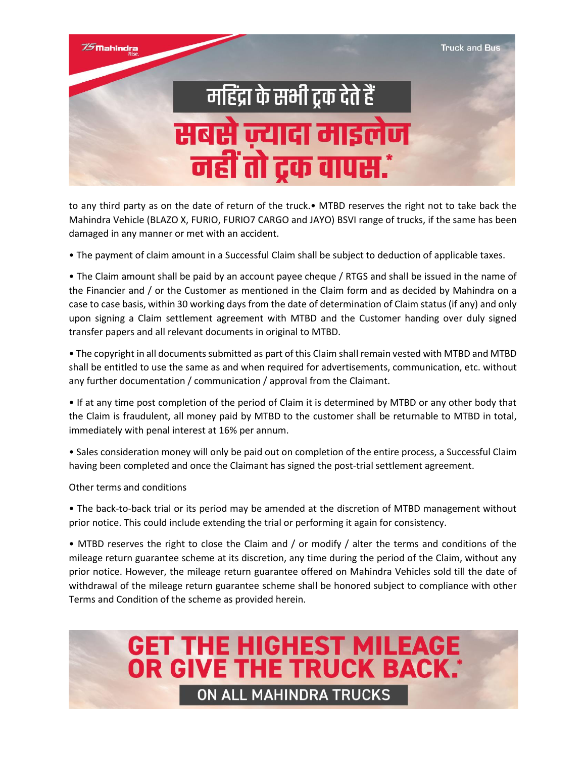to any third party as on the date of return of the truck.• MTBD reserves the right not to take back the Mahindra Vehicle (BLAZO X, FURIO, FURIO7 CARGO and JAYO) BSVI range of trucks, if the same has been damaged in any manner or met with an accident.

• The payment of claim amount in a Successful Claim shall be subject to deduction of applicable taxes.

• The Claim amount shall be paid by an account payee cheque / RTGS and shall be issued in the name of the Financier and / or the Customer as mentioned in the Claim form and as decided by Mahindra on a case to case basis, within 30 working days from the date of determination of Claim status (if any) and only upon signing a Claim settlement agreement with MTBD and the Customer handing over duly signed transfer papers and all relevant documents in original to MTBD.

• The copyright in all documents submitted as part of this Claim shall remain vested with MTBD and MTBD shall be entitled to use the same as and when required for advertisements, communication, etc. without any further documentation / communication / approval from the Claimant.

• If at any time post completion of the period of Claim it is determined by MTBD or any other body that the Claim is fraudulent, all money paid by MTBD to the customer shall be returnable to MTBD in total, immediately with penal interest at 16% per annum.

• Sales consideration money will only be paid out on completion of the entire process, a Successful Claim having been completed and once the Claimant has signed the post-trial settlement agreement.

Other terms and conditions

• The back-to-back trial or its period may be amended at the discretion of MTBD management without prior notice. This could include extending the trial or performing it again for consistency.

• MTBD reserves the right to close the Claim and / or modify / alter the terms and conditions of the mileage return guarantee scheme at its discretion, any time during the period of the Claim, without any prior notice. However, the mileage return guarantee offered on Mahindra Vehicles sold till the date of withdrawal of the mileage return guarantee scheme shall be honored subject to compliance with other Terms and Condition of the scheme as provided herein.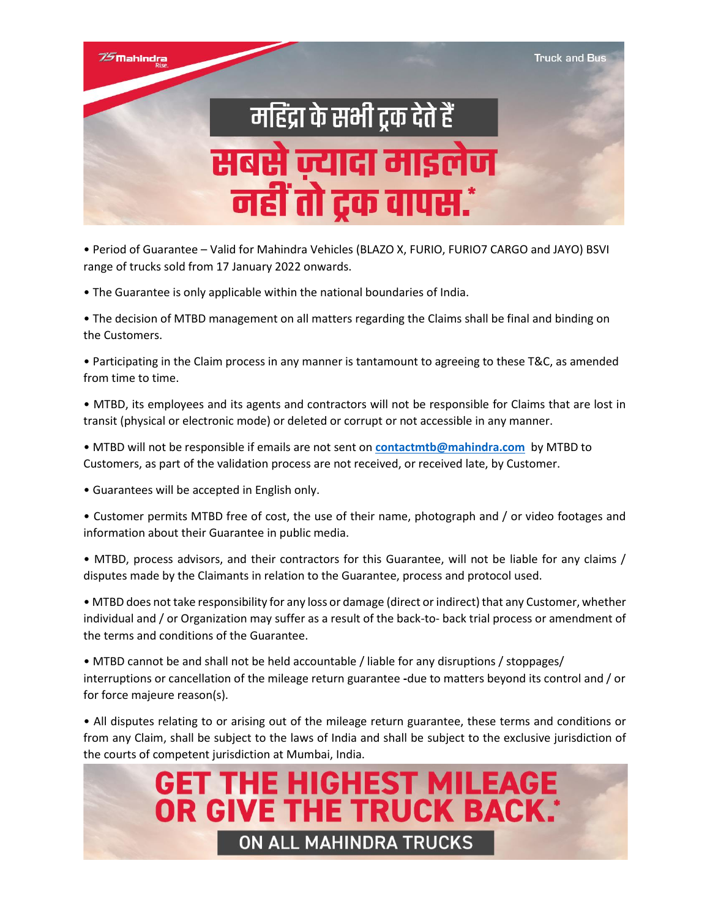Mahindra Rise.

Truck and Bus

# महिंद्रा के सभी ट्रक देते हैं सबसे ज़्यादा माइलेज नहीं तो ट्रक वापस.*

• Period of Guarantee – Valid for Mahindra Vehicles (BLAZO X, FURIO, FURIO7 CARGO and JAYO) BSVI range of trucks sold from 17 January 2022 onwards.

• The Guarantee is only applicable within the national boundaries of India.

• The decision of MTBD management on all matters regarding the Claims shall be final and binding on the Customers.

• Participating in the Claim process in any manner is tantamount to agreeing to these T&C, as amended from time to time.

• MTBD, its employees and its agents and contractors will not be responsible for Claims that are lost in transit (physical or electronic mode) or deleted or corrupt or not accessible in any manner.

• MTBD will not be responsible if emails are not sent on contactmtb@mahindra.com by MTBD to Customers, as part of the validation process are not received, or received late, by Customer.

• Guarantees will be accepted in English only.

• Customer permits MTBD free of cost, the use of their name, photograph and / or video footages and information about their Guarantee in public media.

• MTBD, process advisors, and their contractors for this Guarantee, will not be liable for any claims / disputes made by the Claimants in relation to the Guarantee, process and protocol used.

• MTBD does not take responsibility for any loss or damage (direct or indirect) that any Customer, whether individual and / or Organization may suffer as a result of the back-to- back trial process or amendment of the terms and conditions of the Guarantee.

• MTBD cannot be and shall not be held accountable / liable for any disruptions / stoppages/ interruptions or cancellation of the mileage return guarantee -due to matters beyond its control and / or for force majeure reason(s).

• All disputes relating to or arising out of the mileage return guarantee, these terms and conditions or from any Claim, shall be subject to the laws of India and shall be subject to the exclusive jurisdiction of the courts of competent jurisdiction at Mumbai, India.

# GET THE HIGHEST MILEAGE OR GIVE THE TRUCK BACK.*

ON ALL MAHINDRA TRUCKS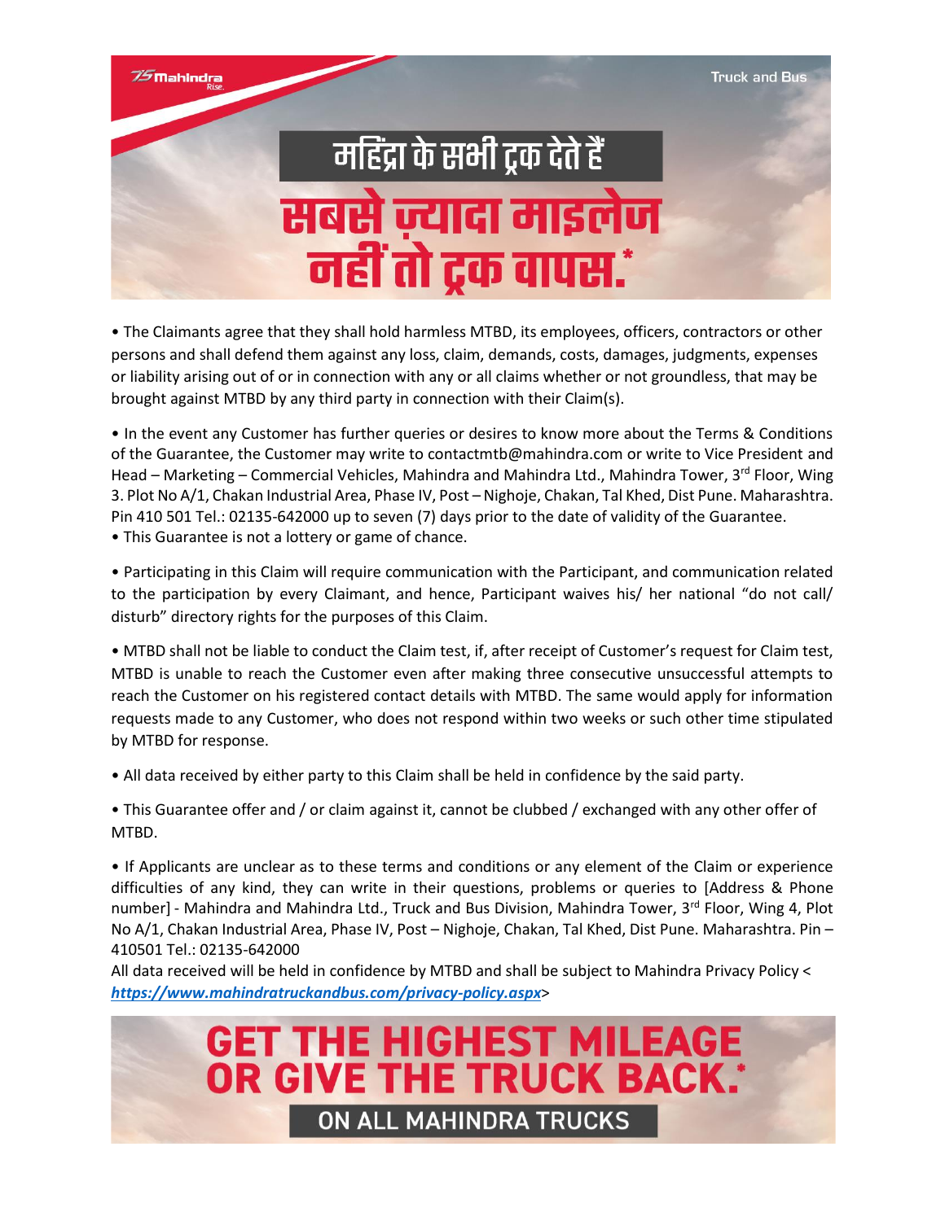Mahindra Rise. Truck and Bus

महिंद्रा के सभी ट्रक देते हैं

सबसे ज़्यादा माइलेज नहीं तो ट्रक वापस.*

• The Claimants agree that they shall hold harmless MTBD, its employees, officers, contractors or other persons and shall defend them against any loss, claim, demands, costs, damages, judgments, expenses or liability arising out of or in connection with any or all claims whether or not groundless, that may be brought against MTBD by any third party in connection with their Claim(s).

• In the event any Customer has further queries or desires to know more about the Terms & Conditions of the Guarantee, the Customer may write to contactmtb@mahindra.com or write to Vice President and Head – Marketing – Commercial Vehicles, Mahindra and Mahindra Ltd., Mahindra Tower, 3rd Floor, Wing 3. Plot No A/1, Chakan Industrial Area, Phase IV, Post – Nighoje, Chakan, Tal Khed, Dist Pune. Maharashtra. Pin 410 501 Tel.: 02135-642000 up to seven (7) days prior to the date of validity of the Guarantee.

• This Guarantee is not a lottery or game of chance.

• Participating in this Claim will require communication with the Participant, and communication related to the participation by every Claimant, and hence, Participant waives his/ her national "do not call/ disturb" directory rights for the purposes of this Claim.

• MTBD shall not be liable to conduct the Claim test, if, after receipt of Customer's request for Claim test, MTBD is unable to reach the Customer even after making three consecutive unsuccessful attempts to reach the Customer on his registered contact details with MTBD. The same would apply for information requests made to any Customer, who does not respond within two weeks or such other time stipulated by MTBD for response.

• All data received by either party to this Claim shall be held in confidence by the said party.

• This Guarantee offer and / or claim against it, cannot be clubbed / exchanged with any other offer of MTBD.

• If Applicants are unclear as to these terms and conditions or any element of the Claim or experience difficulties of any kind, they can write in their questions, problems or queries to [Address & Phone number] - Mahindra and Mahindra Ltd., Truck and Bus Division, Mahindra Tower, 3rd Floor, Wing 4, Plot No A/1, Chakan Industrial Area, Phase IV, Post – Nighoje, Chakan, Tal Khed, Dist Pune. Maharashtra. Pin – 410501 Tel.: 02135-642000

All data received will be held in confidence by MTBD and shall be subject to Mahindra Privacy Policy <*https://www.mahindratruckandbus.com/privacy-policy.aspx*>

GET THE HIGHEST MILEAGE OR GIVE THE TRUCK BACK.*

ON ALL MAHINDRA TRUCKS